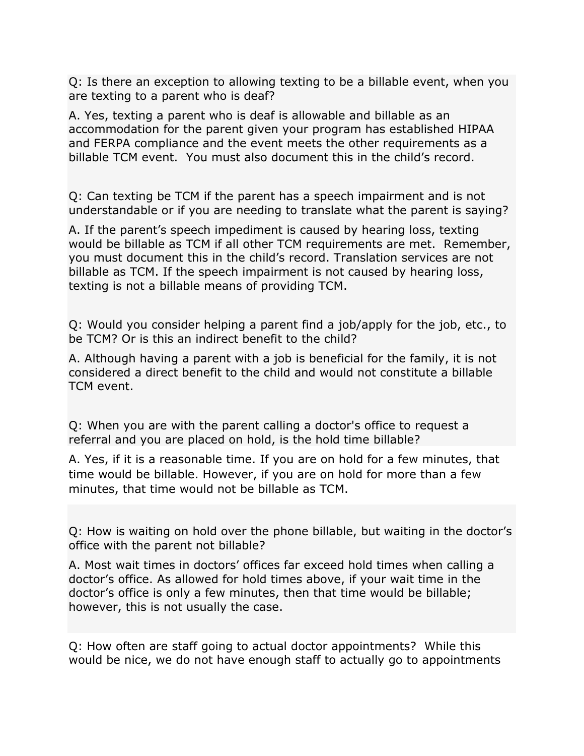Q: Is there an exception to allowing texting to be a billable event, when you are texting to a parent who is deaf?

A. Yes, texting a parent who is deaf is allowable and billable as an accommodation for the parent given your program has established HIPAA and FERPA compliance and the event meets the other requirements as a billable TCM event. You must also document this in the child's record.

Q: Can texting be TCM if the parent has a speech impairment and is not understandable or if you are needing to translate what the parent is saying?

A. If the parent's speech impediment is caused by hearing loss, texting would be billable as TCM if all other TCM requirements are met. Remember, you must document this in the child's record. Translation services are not billable as TCM. If the speech impairment is not caused by hearing loss, texting is not a billable means of providing TCM.

Q: Would you consider helping a parent find a job/apply for the job, etc., to be TCM? Or is this an indirect benefit to the child?

A. Although having a parent with a job is beneficial for the family, it is not considered a direct benefit to the child and would not constitute a billable TCM event.

Q: When you are with the parent calling a doctor's office to request a referral and you are placed on hold, is the hold time billable?

A. Yes, if it is a reasonable time. If you are on hold for a few minutes, that time would be billable. However, if you are on hold for more than a few minutes, that time would not be billable as TCM.

Q: How is waiting on hold over the phone billable, but waiting in the doctor's office with the parent not billable?

A. Most wait times in doctors' offices far exceed hold times when calling a doctor's office. As allowed for hold times above, if your wait time in the doctor's office is only a few minutes, then that time would be billable; however, this is not usually the case.

Q: How often are staff going to actual doctor appointments? While this would be nice, we do not have enough staff to actually go to appointments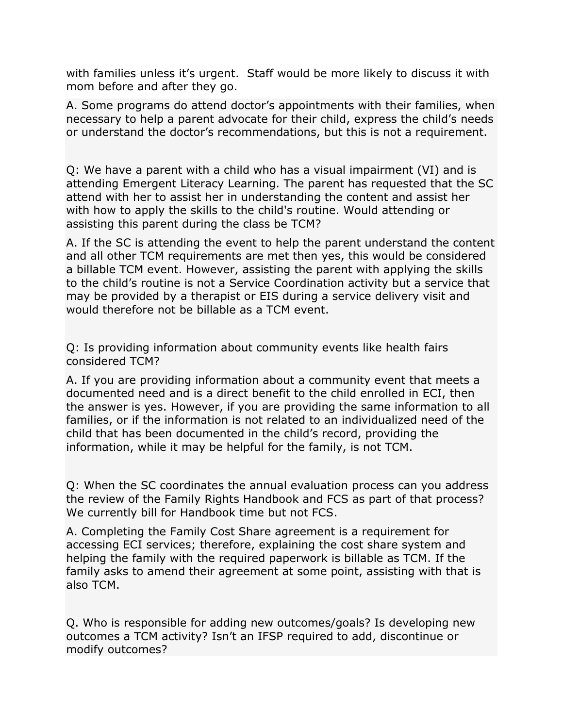with families unless it's urgent.  Staff would be more likely to discuss it with mom before and after they go.

A. Some programs do attend doctor's appointments with their families, when necessary to help a parent advocate for their child, express the child's needs or understand the doctor's recommendations, but this is not a requirement.

Q: We have a parent with a child who has a visual impairment (VI) and is attending Emergent Literacy Learning. The parent has requested that the SC attend with her to assist her in understanding the content and assist her with how to apply the skills to the child's routine. Would attending or assisting this parent during the class be TCM?

A. If the SC is attending the event to help the parent understand the content and all other TCM requirements are met then yes, this would be considered a billable TCM event. However, assisting the parent with applying the skills to the child's routine is not a Service Coordination activity but a service that may be provided by a therapist or EIS during a service delivery visit and would therefore not be billable as a TCM event.

Q: Is providing information about community events like health fairs considered TCM?

A. If you are providing information about a community event that meets a documented need and is a direct benefit to the child enrolled in ECI, then the answer is yes. However, if you are providing the same information to all families, or if the information is not related to an individualized need of the child that has been documented in the child's record, providing the information, while it may be helpful for the family, is not TCM.

Q: When the SC coordinates the annual evaluation process can you address the review of the Family Rights Handbook and FCS as part of that process? We currently bill for Handbook time but not FCS.

A. Completing the Family Cost Share agreement is a requirement for accessing ECI services; therefore, explaining the cost share system and helping the family with the required paperwork is billable as TCM. If the family asks to amend their agreement at some point, assisting with that is also TCM.

Q. Who is responsible for adding new outcomes/goals? Is developing new outcomes a TCM activity? Isn't an IFSP required to add, discontinue or modify outcomes?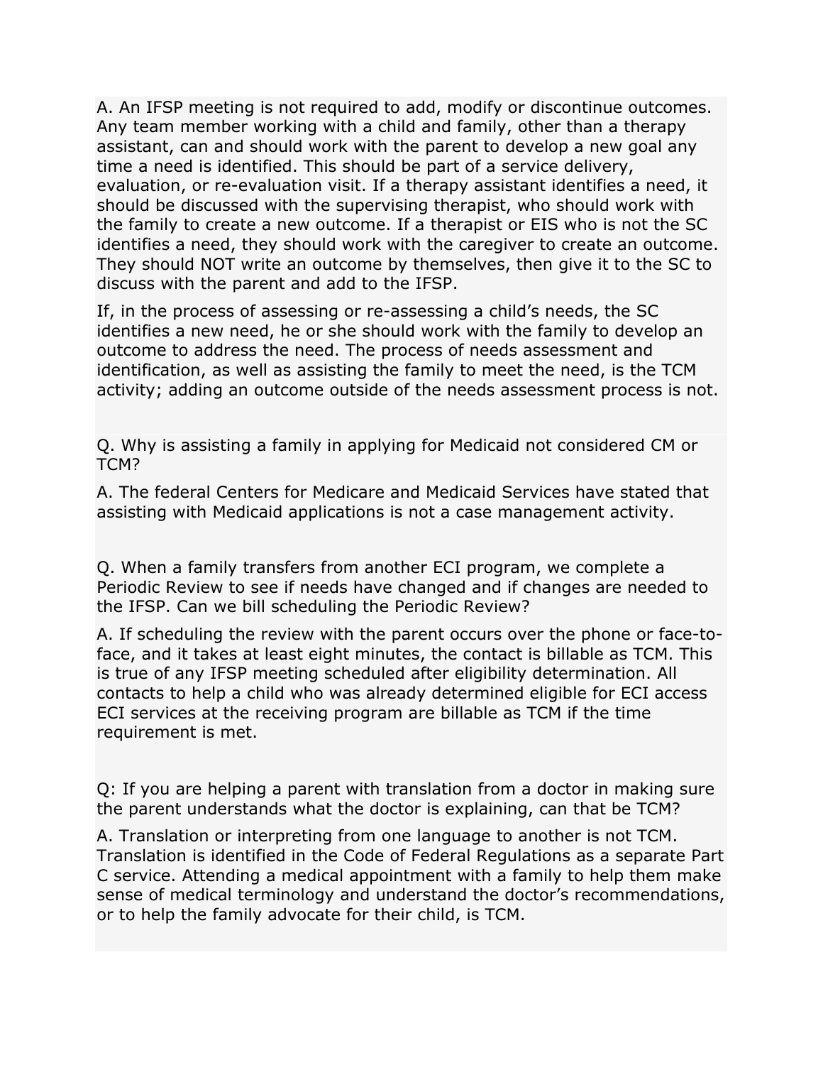A. An IFSP meeting is not required to add, modify or discontinue outcomes. Any team member working with a child and family, other than a therapy assistant, can and should work with the parent to develop a new goal any time a need is identified. This should be part of a service delivery, evaluation, or re-evaluation visit. If a therapy assistant identifies a need, it should be discussed with the supervising therapist, who should work with the family to create a new outcome. If a therapist or EIS who is not the SC identifies a need, they should work with the caregiver to create an outcome. They should NOT write an outcome by themselves, then give it to the SC to discuss with the parent and add to the IFSP.

If, in the process of assessing or re-assessing a child's needs, the SC identifies a new need, he or she should work with the family to develop an outcome to address the need. The process of needs assessment and identification, as well as assisting the family to meet the need, is the TCM activity; adding an outcome outside of the needs assessment process is not.

Q. Why is assisting a family in applying for Medicaid not considered CM or TCM?

A. The federal Centers for Medicare and Medicaid Services have stated that assisting with Medicaid applications is not a case management activity.

Q. When a family transfers from another ECI program, we complete a Periodic Review to see if needs have changed and if changes are needed to the IFSP. Can we bill scheduling the Periodic Review?

A. If scheduling the review with the parent occurs over the phone or face-to-face, and it takes at least eight minutes, the contact is billable as TCM. This is true of any IFSP meeting scheduled after eligibility determination. All contacts to help a child who was already determined eligible for ECI access ECI services at the receiving program are billable as TCM if the time requirement is met.

Q: If you are helping a parent with translation from a doctor in making sure the parent understands what the doctor is explaining, can that be TCM?

A. Translation or interpreting from one language to another is not TCM. Translation is identified in the Code of Federal Regulations as a separate Part C service. Attending a medical appointment with a family to help them make sense of medical terminology and understand the doctor's recommendations, or to help the family advocate for their child, is TCM.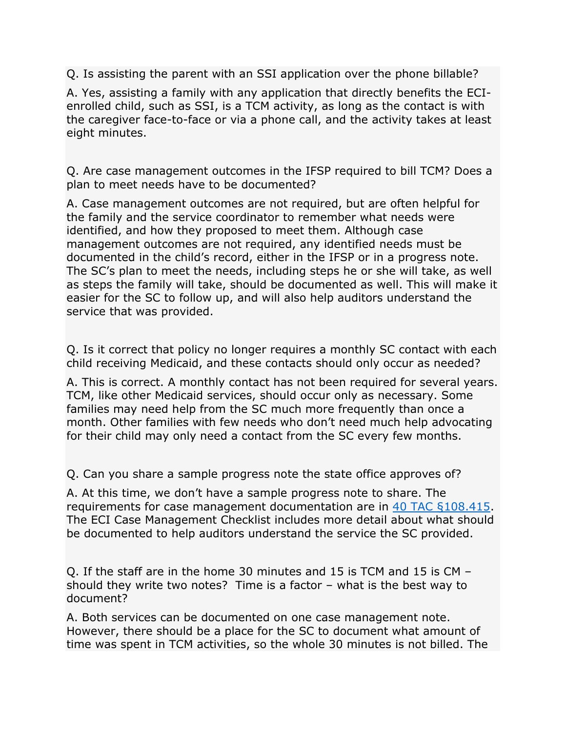Q. Is assisting the parent with an SSI application over the phone billable?

A. Yes, assisting a family with any application that directly benefits the ECI-enrolled child, such as SSI, is a TCM activity, as long as the contact is with the caregiver face-to-face or via a phone call, and the activity takes at least eight minutes.

Q. Are case management outcomes in the IFSP required to bill TCM? Does a plan to meet needs have to be documented?

A. Case management outcomes are not required, but are often helpful for the family and the service coordinator to remember what needs were identified, and how they proposed to meet them. Although case management outcomes are not required, any identified needs must be documented in the child's record, either in the IFSP or in a progress note. The SC's plan to meet the needs, including steps he or she will take, as well as steps the family will take, should be documented as well. This will make it easier for the SC to follow up, and will also help auditors understand the service that was provided.

Q. Is it correct that policy no longer requires a monthly SC contact with each child receiving Medicaid, and these contacts should only occur as needed?

A. This is correct. A monthly contact has not been required for several years. TCM, like other Medicaid services, should occur only as necessary. Some families may need help from the SC much more frequently than once a month. Other families with few needs who don't need much help advocating for their child may only need a contact from the SC every few months.

Q. Can you share a sample progress note the state office approves of?

A. At this time, we don't have a sample progress note to share. The requirements for case management documentation are in 40 TAC §108.415. The ECI Case Management Checklist includes more detail about what should be documented to help auditors understand the service the SC provided.

Q. If the staff are in the home 30 minutes and 15 is TCM and 15 is CM – should they write two notes? Time is a factor – what is the best way to document?

A. Both services can be documented on one case management note. However, there should be a place for the SC to document what amount of time was spent in TCM activities, so the whole 30 minutes is not billed. The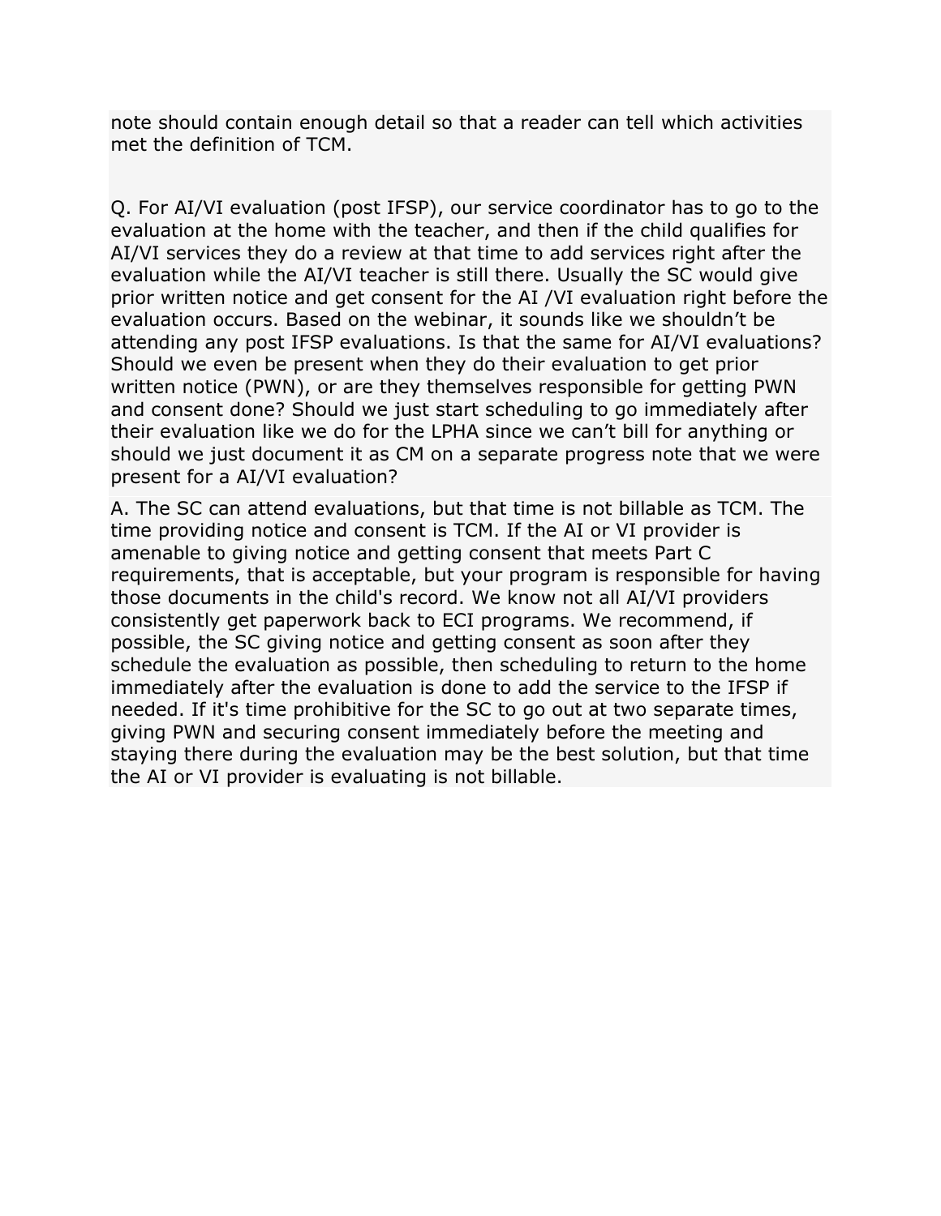note should contain enough detail so that a reader can tell which activities met the definition of TCM.

Q. For AI/VI evaluation (post IFSP), our service coordinator has to go to the evaluation at the home with the teacher, and then if the child qualifies for AI/VI services they do a review at that time to add services right after the evaluation while the AI/VI teacher is still there. Usually the SC would give prior written notice and get consent for the AI /VI evaluation right before the evaluation occurs. Based on the webinar, it sounds like we shouldn't be attending any post IFSP evaluations. Is that the same for AI/VI evaluations? Should we even be present when they do their evaluation to get prior written notice (PWN), or are they themselves responsible for getting PWN and consent done? Should we just start scheduling to go immediately after their evaluation like we do for the LPHA since we can't bill for anything or should we just document it as CM on a separate progress note that we were present for a AI/VI evaluation?

A. The SC can attend evaluations, but that time is not billable as TCM. The time providing notice and consent is TCM. If the AI or VI provider is amenable to giving notice and getting consent that meets Part C requirements, that is acceptable, but your program is responsible for having those documents in the child's record. We know not all AI/VI providers consistently get paperwork back to ECI programs. We recommend, if possible, the SC giving notice and getting consent as soon after they schedule the evaluation as possible, then scheduling to return to the home immediately after the evaluation is done to add the service to the IFSP if needed. If it's time prohibitive for the SC to go out at two separate times, giving PWN and securing consent immediately before the meeting and staying there during the evaluation may be the best solution, but that time the AI or VI provider is evaluating is not billable.